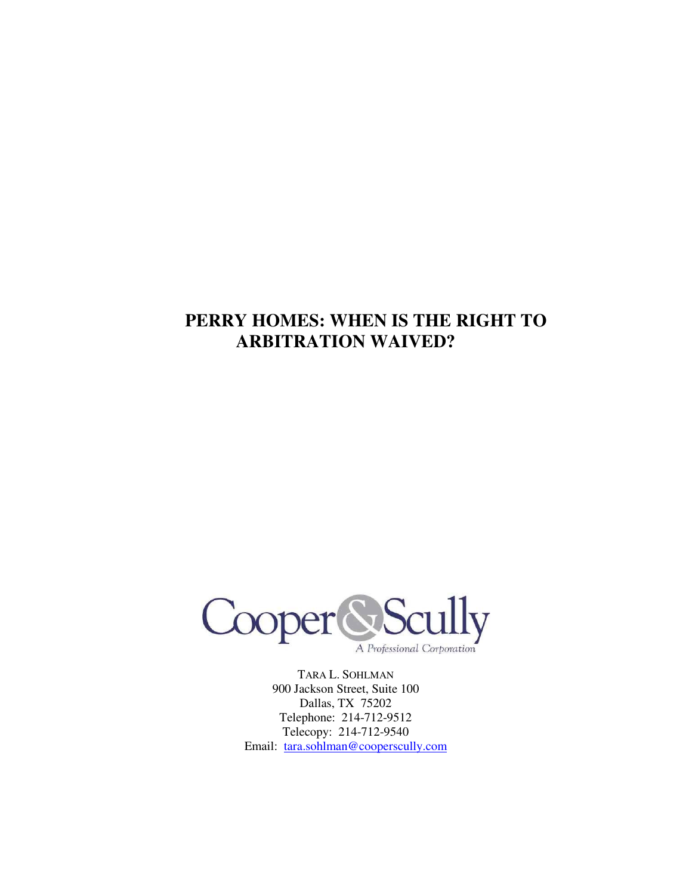# PERRY HOMES: WHEN IS THE RIGHT TO ARBITRATION WAIVED?

Cooper & Scully
A Professional Corporation

TARA L. SOHLMAN
900 Jackson Street, Suite 100
Dallas, TX 75202
Telephone: 214-712-9512
Telecopy: 214-712-9540
Email: tara.sohlman@cooperscully.com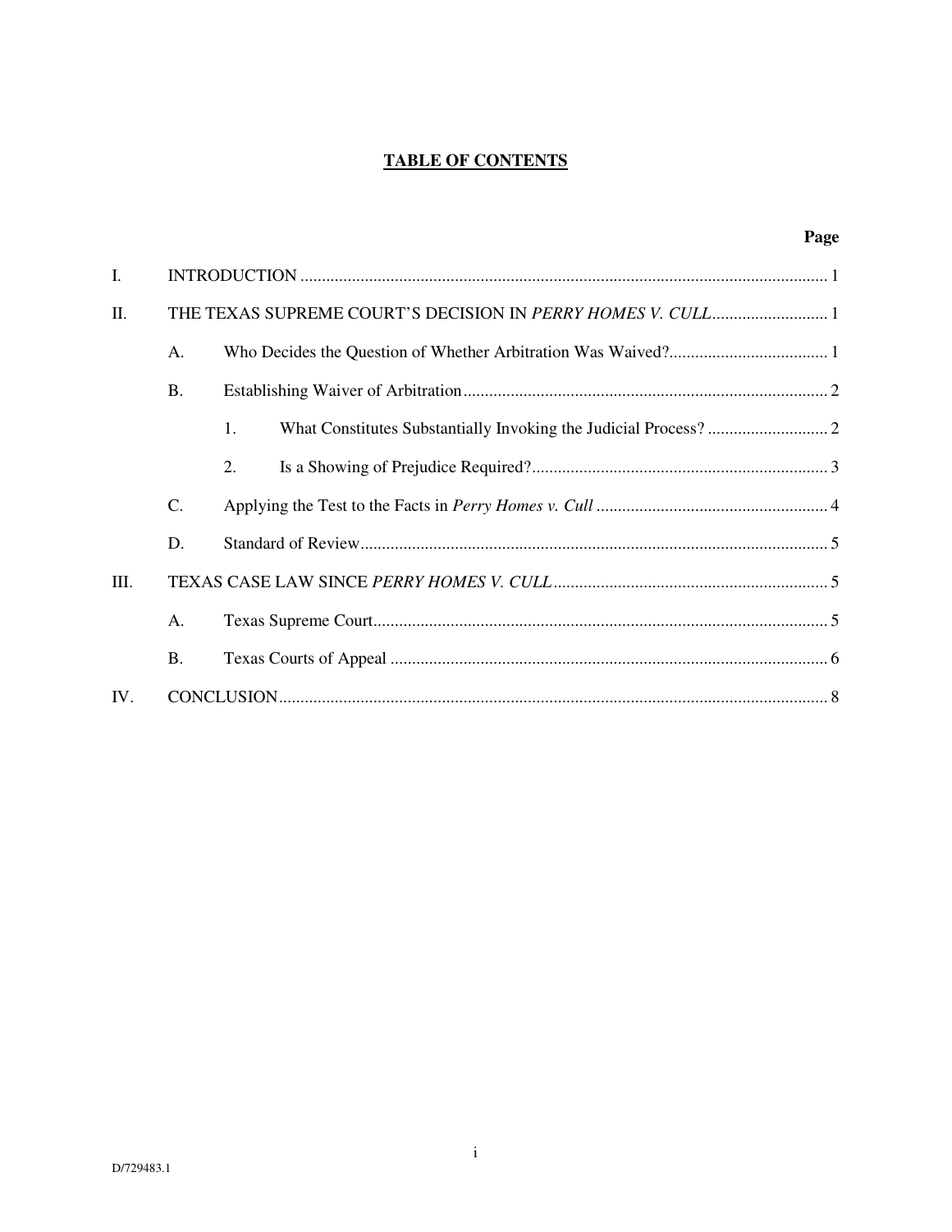# TABLE OF CONTENTS

| | | | Page |
|---|---|---|---|
| I. | INTRODUCTION | | 1 |
| II. | THE TEXAS SUPREME COURT'S DECISION IN *PERRY HOMES V. CULL* | | 1 |
| | A. | Who Decides the Question of Whether Arbitration Was Waived? | 1 |
| | B. | Establishing Waiver of Arbitration | 2 |
| | | 1. What Constitutes Substantially Invoking the Judicial Process? | 2 |
| | | 2. Is a Showing of Prejudice Required? | 3 |
| | C. | Applying the Test to the Facts in *Perry Homes v. Cull* | 4 |
| | D. | Standard of Review | 5 |
| III. | TEXAS CASE LAW SINCE *PERRY HOMES V. CULL* | | 5 |
| | A. | Texas Supreme Court | 5 |
| | B. | Texas Courts of Appeal | 6 |
| IV. | CONCLUSION | | 8 |

D/729483.1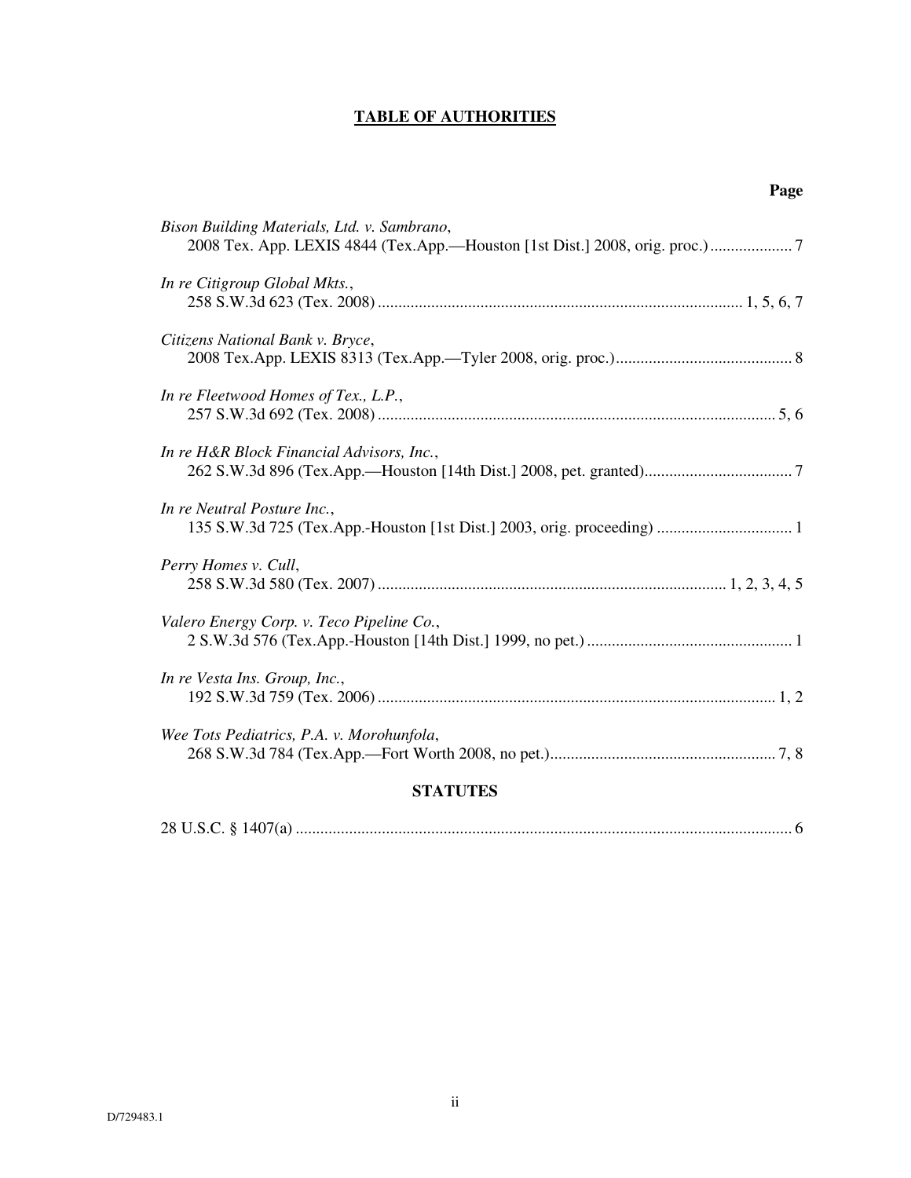# TABLE OF AUTHORITIES

**Page**

*Bison Building Materials, Ltd. v. Sambrano*,
2008 Tex. App. LEXIS 4844 (Tex.App.—Houston [1st Dist.] 2008, orig. proc.) .................... 7

*In re Citigroup Global Mkts.*,
258 S.W.3d 623 (Tex. 2008) ........................................................................................ 1, 5, 6, 7

*Citizens National Bank v. Bryce*,
2008 Tex.App. LEXIS 8313 (Tex.App.—Tyler 2008, orig. proc.)........................................... 8

*In re Fleetwood Homes of Tex., L.P.*,
257 S.W.3d 692 (Tex. 2008) ................................................................................................ 5, 6

*In re H&R Block Financial Advisors, Inc.*,
262 S.W.3d 896 (Tex.App.—Houston [14th Dist.] 2008, pet. granted).................................... 7

*In re Neutral Posture Inc.*,
135 S.W.3d 725 (Tex.App.-Houston [1st Dist.] 2003, orig. proceeding) ................................. 1

*Perry Homes v. Cull*,
258 S.W.3d 580 (Tex. 2007) .................................................................................... 1, 2, 3, 4, 5

*Valero Energy Corp. v. Teco Pipeline Co.*,
2 S.W.3d 576 (Tex.App.-Houston [14th Dist.] 1999, no pet.) .................................................. 1

*In re Vesta Ins. Group, Inc.*,
192 S.W.3d 759 (Tex. 2006) ................................................................................................ 1, 2

*Wee Tots Pediatrics, P.A. v. Morohunfola*,
268 S.W.3d 784 (Tex.App.—Fort Worth 2008, no pet.)....................................................... 7, 8

## STATUTES

28 U.S.C. § 1407(a) ........................................................................................................................ 6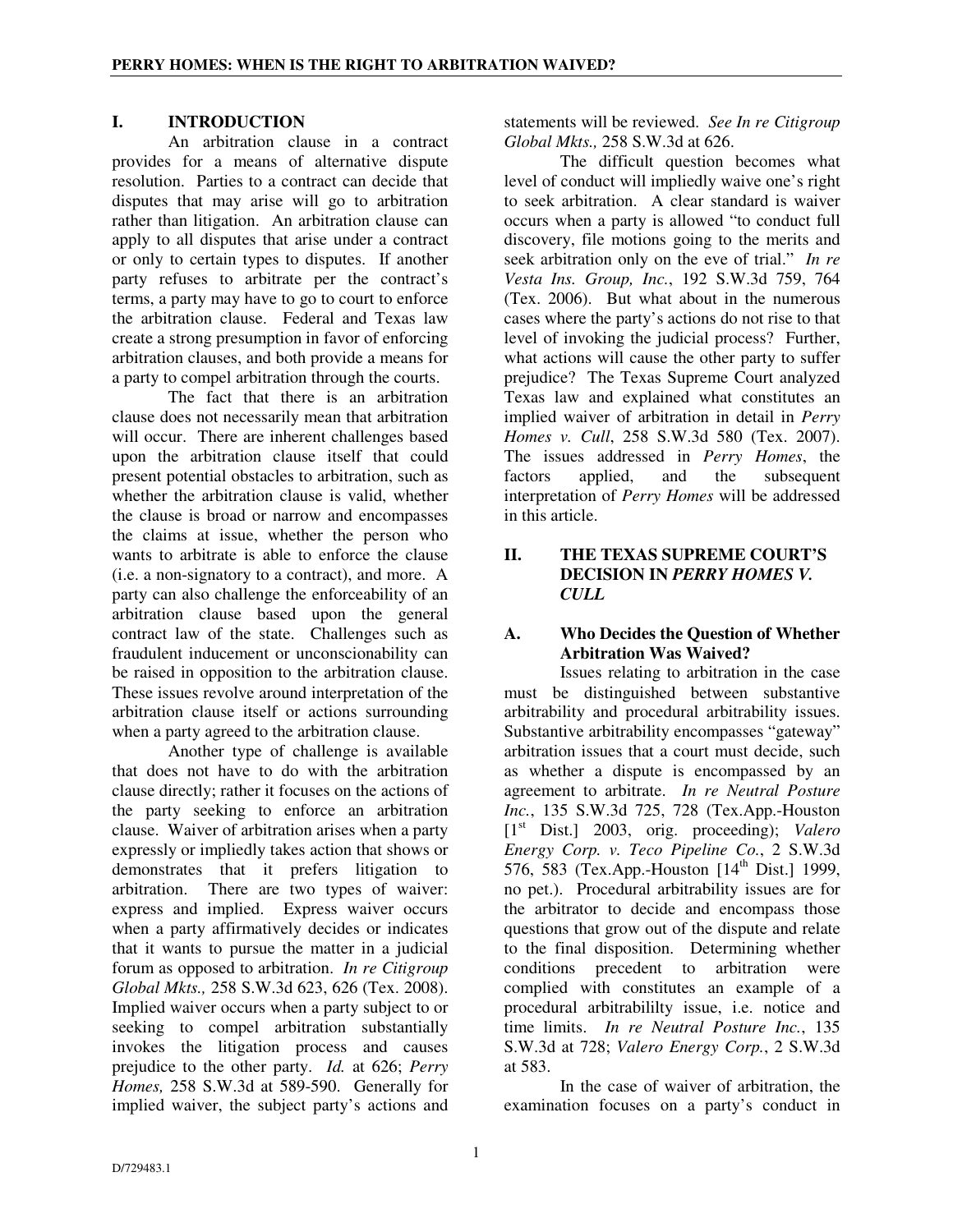## I. INTRODUCTION

An arbitration clause in a contract provides for a means of alternative dispute resolution. Parties to a contract can decide that disputes that may arise will go to arbitration rather than litigation. An arbitration clause can apply to all disputes that arise under a contract or only to certain types to disputes. If another party refuses to arbitrate per the contract's terms, a party may have to go to court to enforce the arbitration clause. Federal and Texas law create a strong presumption in favor of enforcing arbitration clauses, and both provide a means for a party to compel arbitration through the courts.

The fact that there is an arbitration clause does not necessarily mean that arbitration will occur. There are inherent challenges based upon the arbitration clause itself that could present potential obstacles to arbitration, such as whether the arbitration clause is valid, whether the clause is broad or narrow and encompasses the claims at issue, whether the person who wants to arbitrate is able to enforce the clause (i.e. a non-signatory to a contract), and more. A party can also challenge the enforceability of an arbitration clause based upon the general contract law of the state. Challenges such as fraudulent inducement or unconscionability can be raised in opposition to the arbitration clause. These issues revolve around interpretation of the arbitration clause itself or actions surrounding when a party agreed to the arbitration clause.

Another type of challenge is available that does not have to do with the arbitration clause directly; rather it focuses on the actions of the party seeking to enforce an arbitration clause. Waiver of arbitration arises when a party expressly or impliedly takes action that shows or demonstrates that it prefers litigation to arbitration. There are two types of waiver: express and implied. Express waiver occurs when a party affirmatively decides or indicates that it wants to pursue the matter in a judicial forum as opposed to arbitration. *In re Citigroup Global Mkts.,* 258 S.W.3d 623, 626 (Tex. 2008). Implied waiver occurs when a party subject to or seeking to compel arbitration substantially invokes the litigation process and causes prejudice to the other party. *Id.* at 626; *Perry Homes,* 258 S.W.3d at 589-590. Generally for implied waiver, the subject party's actions and statements will be reviewed. *See In re Citigroup Global Mkts.,* 258 S.W.3d at 626.

The difficult question becomes what level of conduct will impliedly waive one's right to seek arbitration. A clear standard is waiver occurs when a party is allowed "to conduct full discovery, file motions going to the merits and seek arbitration only on the eve of trial." *In re Vesta Ins. Group, Inc.*, 192 S.W.3d 759, 764 (Tex. 2006). But what about in the numerous cases where the party's actions do not rise to that level of invoking the judicial process? Further, what actions will cause the other party to suffer prejudice? The Texas Supreme Court analyzed Texas law and explained what constitutes an implied waiver of arbitration in detail in *Perry Homes v. Cull*, 258 S.W.3d 580 (Tex. 2007). The issues addressed in *Perry Homes*, the factors applied, and the subsequent interpretation of *Perry Homes* will be addressed in this article.

## II. THE TEXAS SUPREME COURT'S DECISION IN *PERRY HOMES V. CULL*

### A. Who Decides the Question of Whether Arbitration Was Waived?

Issues relating to arbitration in the case must be distinguished between substantive arbitrability and procedural arbitrability issues. Substantive arbitrability encompasses "gateway" arbitration issues that a court must decide, such as whether a dispute is encompassed by an agreement to arbitrate. *In re Neutral Posture Inc.*, 135 S.W.3d 725, 728 (Tex.App.-Houston [1st Dist.] 2003, orig. proceeding); *Valero Energy Corp. v. Teco Pipeline Co.*, 2 S.W.3d 576, 583 (Tex.App.-Houston [14th Dist.] 1999, no pet.). Procedural arbitrability issues are for the arbitrator to decide and encompass those questions that grow out of the dispute and relate to the final disposition. Determining whether conditions precedent to arbitration were complied with constitutes an example of a procedural arbitrabililty issue, i.e. notice and time limits. *In re Neutral Posture Inc.*, 135 S.W.3d at 728; *Valero Energy Corp.*, 2 S.W.3d at 583.

In the case of waiver of arbitration, the examination focuses on a party's conduct in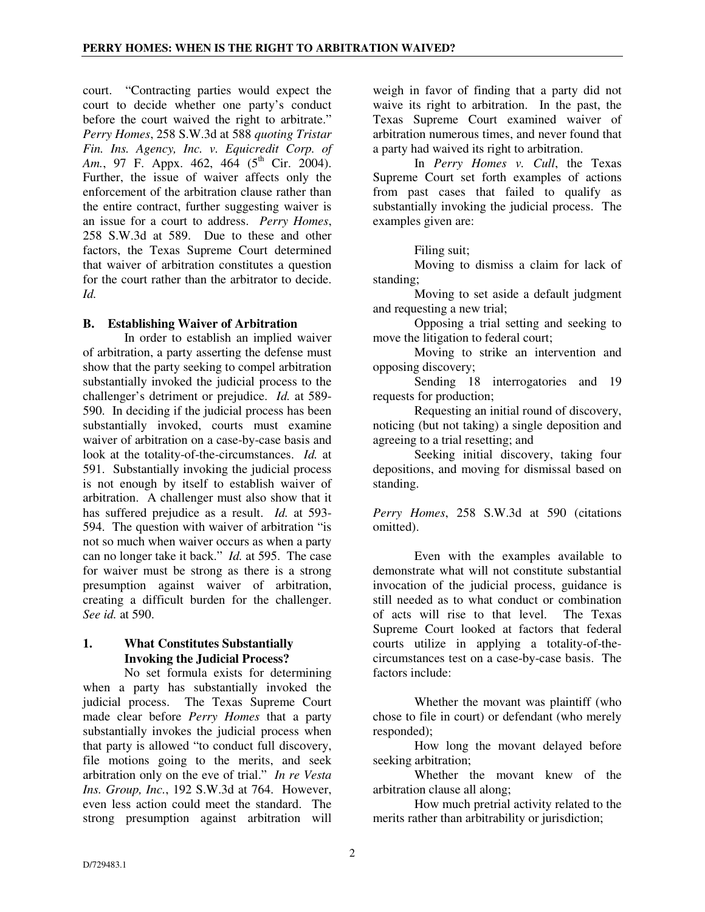court. "Contracting parties would expect the court to decide whether one party's conduct before the court waived the right to arbitrate." *Perry Homes*, 258 S.W.3d at 588 *quoting Tristar Fin. Ins. Agency, Inc. v. Equicredit Corp. of Am.*, 97 F. Appx. 462, 464 (5th Cir. 2004). Further, the issue of waiver affects only the enforcement of the arbitration clause rather than the entire contract, further suggesting waiver is an issue for a court to address. *Perry Homes*, 258 S.W.3d at 589. Due to these and other factors, the Texas Supreme Court determined that waiver of arbitration constitutes a question for the court rather than the arbitrator to decide. *Id.*

### B. Establishing Waiver of Arbitration

In order to establish an implied waiver of arbitration, a party asserting the defense must show that the party seeking to compel arbitration substantially invoked the judicial process to the challenger's detriment or prejudice. *Id.* at 589-590. In deciding if the judicial process has been substantially invoked, courts must examine waiver of arbitration on a case-by-case basis and look at the totality-of-the-circumstances. *Id.* at 591. Substantially invoking the judicial process is not enough by itself to establish waiver of arbitration. A challenger must also show that it has suffered prejudice as a result. *Id.* at 593-594. The question with waiver of arbitration "is not so much when waiver occurs as when a party can no longer take it back." *Id.* at 595. The case for waiver must be strong as there is a strong presumption against waiver of arbitration, creating a difficult burden for the challenger. *See id.* at 590.

#### 1. What Constitutes Substantially Invoking the Judicial Process?

No set formula exists for determining when a party has substantially invoked the judicial process. The Texas Supreme Court made clear before *Perry Homes* that a party substantially invokes the judicial process when that party is allowed "to conduct full discovery, file motions going to the merits, and seek arbitration only on the eve of trial." *In re Vesta Ins. Group, Inc.*, 192 S.W.3d at 764. However, even less action could meet the standard. The strong presumption against arbitration will weigh in favor of finding that a party did not waive its right to arbitration. In the past, the Texas Supreme Court examined waiver of arbitration numerous times, and never found that a party had waived its right to arbitration.

In *Perry Homes v. Cull*, the Texas Supreme Court set forth examples of actions from past cases that failed to qualify as substantially invoking the judicial process. The examples given are:

Filing suit;

Moving to dismiss a claim for lack of standing;

Moving to set aside a default judgment and requesting a new trial;

Opposing a trial setting and seeking to move the litigation to federal court;

Moving to strike an intervention and opposing discovery;

Sending 18 interrogatories and 19 requests for production;

Requesting an initial round of discovery, noticing (but not taking) a single deposition and agreeing to a trial resetting; and

Seeking initial discovery, taking four depositions, and moving for dismissal based on standing.

*Perry Homes*, 258 S.W.3d at 590 (citations omitted).

Even with the examples available to demonstrate what will not constitute substantial invocation of the judicial process, guidance is still needed as to what conduct or combination of acts will rise to that level. The Texas Supreme Court looked at factors that federal courts utilize in applying a totality-of-the-circumstances test on a case-by-case basis. The factors include:

Whether the movant was plaintiff (who chose to file in court) or defendant (who merely responded);

How long the movant delayed before seeking arbitration;

Whether the movant knew of the arbitration clause all along;

How much pretrial activity related to the merits rather than arbitrability or jurisdiction;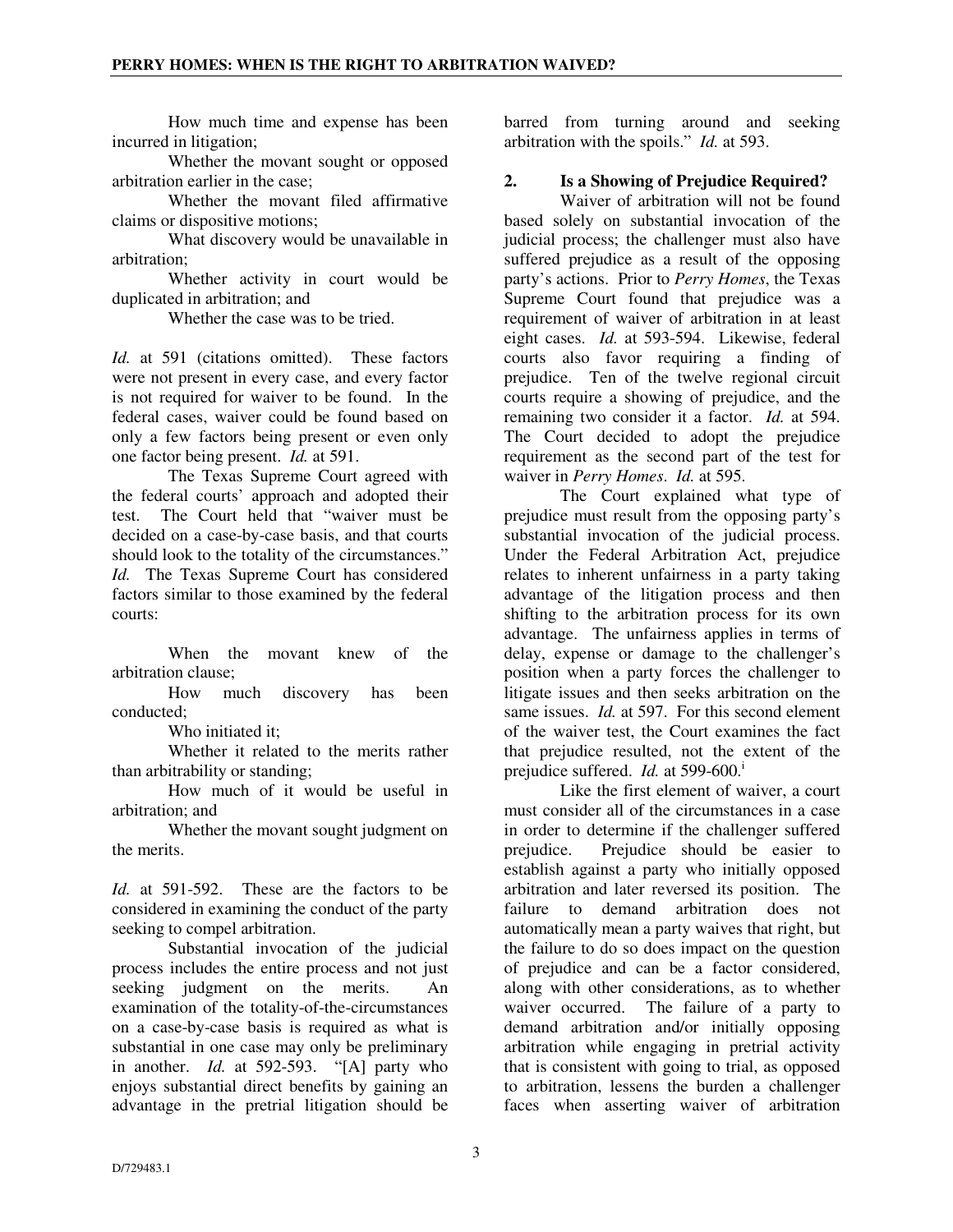How much time and expense has been incurred in litigation;

Whether the movant sought or opposed arbitration earlier in the case;

Whether the movant filed affirmative claims or dispositive motions;

What discovery would be unavailable in arbitration;

Whether activity in court would be duplicated in arbitration; and

Whether the case was to be tried.

*Id.* at 591 (citations omitted). These factors were not present in every case, and every factor is not required for waiver to be found. In the federal cases, waiver could be found based on only a few factors being present or even only one factor being present. *Id.* at 591.

The Texas Supreme Court agreed with the federal courts' approach and adopted their test. The Court held that "waiver must be decided on a case-by-case basis, and that courts should look to the totality of the circumstances." *Id.* The Texas Supreme Court has considered factors similar to those examined by the federal courts:

When the movant knew of the arbitration clause;

How much discovery has been conducted;

Who initiated it;

Whether it related to the merits rather than arbitrability or standing;

How much of it would be useful in arbitration; and

Whether the movant sought judgment on the merits.

*Id.* at 591-592. These are the factors to be considered in examining the conduct of the party seeking to compel arbitration.

Substantial invocation of the judicial process includes the entire process and not just seeking judgment on the merits. An examination of the totality-of-the-circumstances on a case-by-case basis is required as what is substantial in one case may only be preliminary in another. *Id.* at 592-593. "[A] party who enjoys substantial direct benefits by gaining an advantage in the pretrial litigation should be barred from turning around and seeking arbitration with the spoils." *Id.* at 593.

## 2. Is a Showing of Prejudice Required?

Waiver of arbitration will not be found based solely on substantial invocation of the judicial process; the challenger must also have suffered prejudice as a result of the opposing party's actions. Prior to *Perry Homes*, the Texas Supreme Court found that prejudice was a requirement of waiver of arbitration in at least eight cases. *Id.* at 593-594. Likewise, federal courts also favor requiring a finding of prejudice. Ten of the twelve regional circuit courts require a showing of prejudice, and the remaining two consider it a factor. *Id.* at 594. The Court decided to adopt the prejudice requirement as the second part of the test for waiver in *Perry Homes*. *Id.* at 595.

The Court explained what type of prejudice must result from the opposing party's substantial invocation of the judicial process. Under the Federal Arbitration Act, prejudice relates to inherent unfairness in a party taking advantage of the litigation process and then shifting to the arbitration process for its own advantage. The unfairness applies in terms of delay, expense or damage to the challenger's position when a party forces the challenger to litigate issues and then seeks arbitration on the same issues. *Id.* at 597. For this second element of the waiver test, the Court examines the fact that prejudice resulted, not the extent of the prejudice suffered. *Id.* at 599-600.[i]

Like the first element of waiver, a court must consider all of the circumstances in a case in order to determine if the challenger suffered prejudice. Prejudice should be easier to establish against a party who initially opposed arbitration and later reversed its position. The failure to demand arbitration does not automatically mean a party waives that right, but the failure to do so does impact on the question of prejudice and can be a factor considered, along with other considerations, as to whether waiver occurred. The failure of a party to demand arbitration and/or initially opposing arbitration while engaging in pretrial activity that is consistent with going to trial, as opposed to arbitration, lessens the burden a challenger faces when asserting waiver of arbitration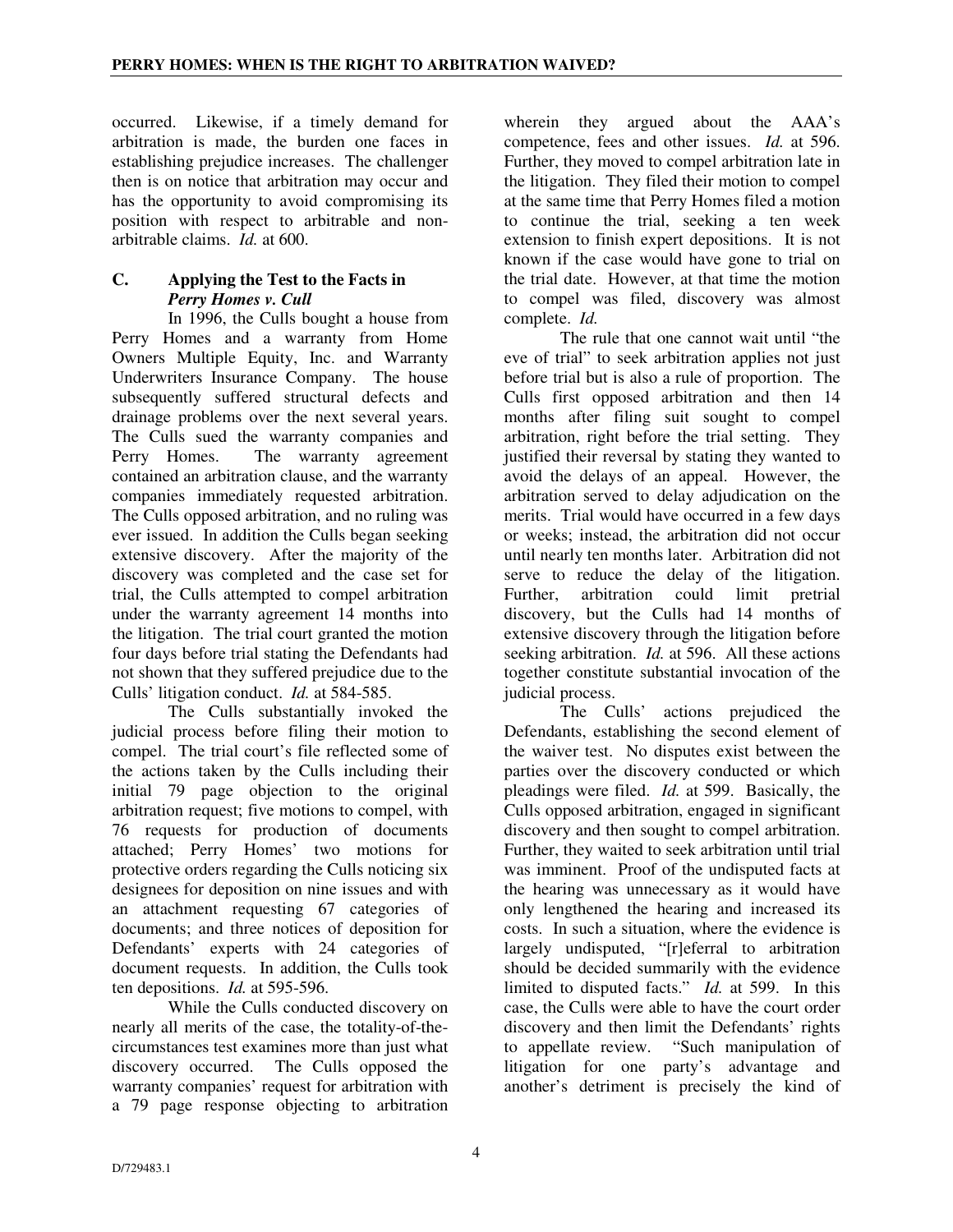occurred. Likewise, if a timely demand for arbitration is made, the burden one faces in establishing prejudice increases. The challenger then is on notice that arbitration may occur and has the opportunity to avoid compromising its position with respect to arbitrable and non-arbitrable claims. *Id.* at 600.

### C. Applying the Test to the Facts in *Perry Homes v. Cull*

In 1996, the Culls bought a house from Perry Homes and a warranty from Home Owners Multiple Equity, Inc. and Warranty Underwriters Insurance Company. The house subsequently suffered structural defects and drainage problems over the next several years. The Culls sued the warranty companies and Perry Homes. The warranty agreement contained an arbitration clause, and the warranty companies immediately requested arbitration. The Culls opposed arbitration, and no ruling was ever issued. In addition the Culls began seeking extensive discovery. After the majority of the discovery was completed and the case set for trial, the Culls attempted to compel arbitration under the warranty agreement 14 months into the litigation. The trial court granted the motion four days before trial stating the Defendants had not shown that they suffered prejudice due to the Culls' litigation conduct. *Id.* at 584-585.

The Culls substantially invoked the judicial process before filing their motion to compel. The trial court's file reflected some of the actions taken by the Culls including their initial 79 page objection to the original arbitration request; five motions to compel, with 76 requests for production of documents attached; Perry Homes' two motions for protective orders regarding the Culls noticing six designees for deposition on nine issues and with an attachment requesting 67 categories of documents; and three notices of deposition for Defendants' experts with 24 categories of document requests. In addition, the Culls took ten depositions. *Id.* at 595-596.

While the Culls conducted discovery on nearly all merits of the case, the totality-of-the-circumstances test examines more than just what discovery occurred. The Culls opposed the warranty companies' request for arbitration with a 79 page response objecting to arbitration wherein they argued about the AAA's competence, fees and other issues. *Id.* at 596. Further, they moved to compel arbitration late in the litigation. They filed their motion to compel at the same time that Perry Homes filed a motion to continue the trial, seeking a ten week extension to finish expert depositions. It is not known if the case would have gone to trial on the trial date. However, at that time the motion to compel was filed, discovery was almost complete. *Id.*

The rule that one cannot wait until "the eve of trial" to seek arbitration applies not just before trial but is also a rule of proportion. The Culls first opposed arbitration and then 14 months after filing suit sought to compel arbitration, right before the trial setting. They justified their reversal by stating they wanted to avoid the delays of an appeal. However, the arbitration served to delay adjudication on the merits. Trial would have occurred in a few days or weeks; instead, the arbitration did not occur until nearly ten months later. Arbitration did not serve to reduce the delay of the litigation. Further, arbitration could limit pretrial discovery, but the Culls had 14 months of extensive discovery through the litigation before seeking arbitration. *Id.* at 596. All these actions together constitute substantial invocation of the judicial process.

The Culls' actions prejudiced the Defendants, establishing the second element of the waiver test. No disputes exist between the parties over the discovery conducted or which pleadings were filed. *Id.* at 599. Basically, the Culls opposed arbitration, engaged in significant discovery and then sought to compel arbitration. Further, they waited to seek arbitration until trial was imminent. Proof of the undisputed facts at the hearing was unnecessary as it would have only lengthened the hearing and increased its costs. In such a situation, where the evidence is largely undisputed, "[r]eferral to arbitration should be decided summarily with the evidence limited to disputed facts." *Id.* at 599. In this case, the Culls were able to have the court order discovery and then limit the Defendants' rights to appellate review. "Such manipulation of litigation for one party's advantage and another's detriment is precisely the kind of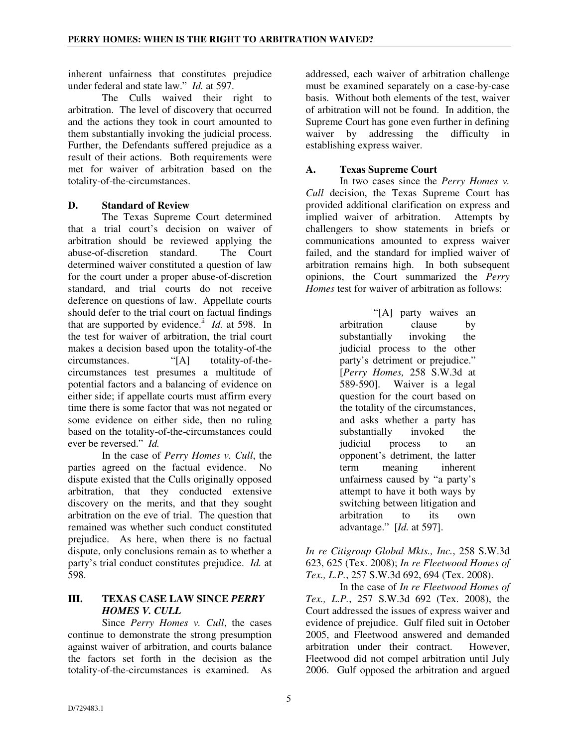inherent unfairness that constitutes prejudice under federal and state law." *Id.* at 597.

The Culls waived their right to arbitration. The level of discovery that occurred and the actions they took in court amounted to them substantially invoking the judicial process. Further, the Defendants suffered prejudice as a result of their actions. Both requirements were met for waiver of arbitration based on the totality-of-the-circumstances.

### D. Standard of Review

The Texas Supreme Court determined that a trial court's decision on waiver of arbitration should be reviewed applying the abuse-of-discretion standard. The Court determined waiver constituted a question of law for the court under a proper abuse-of-discretion standard, and trial courts do not receive deference on questions of law. Appellate courts should defer to the trial court on factual findings that are supported by evidence.[ii] *Id.* at 598. In the test for waiver of arbitration, the trial court makes a decision based upon the totality-of-the circumstances. "[A] totality-of-the-circumstances test presumes a multitude of potential factors and a balancing of evidence on either side; if appellate courts must affirm every time there is some factor that was not negated or some evidence on either side, then no ruling based on the totality-of-the-circumstances could ever be reversed." *Id.*

In the case of *Perry Homes v. Cull*, the parties agreed on the factual evidence. No dispute existed that the Culls originally opposed arbitration, that they conducted extensive discovery on the merits, and that they sought arbitration on the eve of trial. The question that remained was whether such conduct constituted prejudice. As here, when there is no factual dispute, only conclusions remain as to whether a party's trial conduct constitutes prejudice. *Id.* at 598.

## III. TEXAS CASE LAW SINCE *PERRY HOMES V. CULL*

Since *Perry Homes v. Cull*, the cases continue to demonstrate the strong presumption against waiver of arbitration, and courts balance the factors set forth in the decision as the totality-of-the-circumstances is examined. As addressed, each waiver of arbitration challenge must be examined separately on a case-by-case basis. Without both elements of the test, waiver of arbitration will not be found. In addition, the Supreme Court has gone even further in defining waiver by addressing the difficulty in establishing express waiver.

### A. Texas Supreme Court

In two cases since the *Perry Homes v. Cull* decision, the Texas Supreme Court has provided additional clarification on express and implied waiver of arbitration. Attempts by challengers to show statements in briefs or communications amounted to express waiver failed, and the standard for implied waiver of arbitration remains high. In both subsequent opinions, the Court summarized the *Perry Homes* test for waiver of arbitration as follows:

> "[A] party waives an arbitration clause by substantially invoking the judicial process to the other party's detriment or prejudice." [*Perry Homes,* 258 S.W.3d at 589-590]. Waiver is a legal question for the court based on the totality of the circumstances, and asks whether a party has substantially invoked the judicial process to an opponent's detriment, the latter term meaning inherent unfairness caused by "a party's attempt to have it both ways by switching between litigation and arbitration to its own advantage." [*Id.* at 597].

*In re Citigroup Global Mkts., Inc.*, 258 S.W.3d 623, 625 (Tex. 2008); *In re Fleetwood Homes of Tex., L.P.*, 257 S.W.3d 692, 694 (Tex. 2008).

In the case of *In re Fleetwood Homes of Tex., L.P.*, 257 S.W.3d 692 (Tex. 2008), the Court addressed the issues of express waiver and evidence of prejudice. Gulf filed suit in October 2005, and Fleetwood answered and demanded arbitration under their contract. However, Fleetwood did not compel arbitration until July 2006. Gulf opposed the arbitration and argued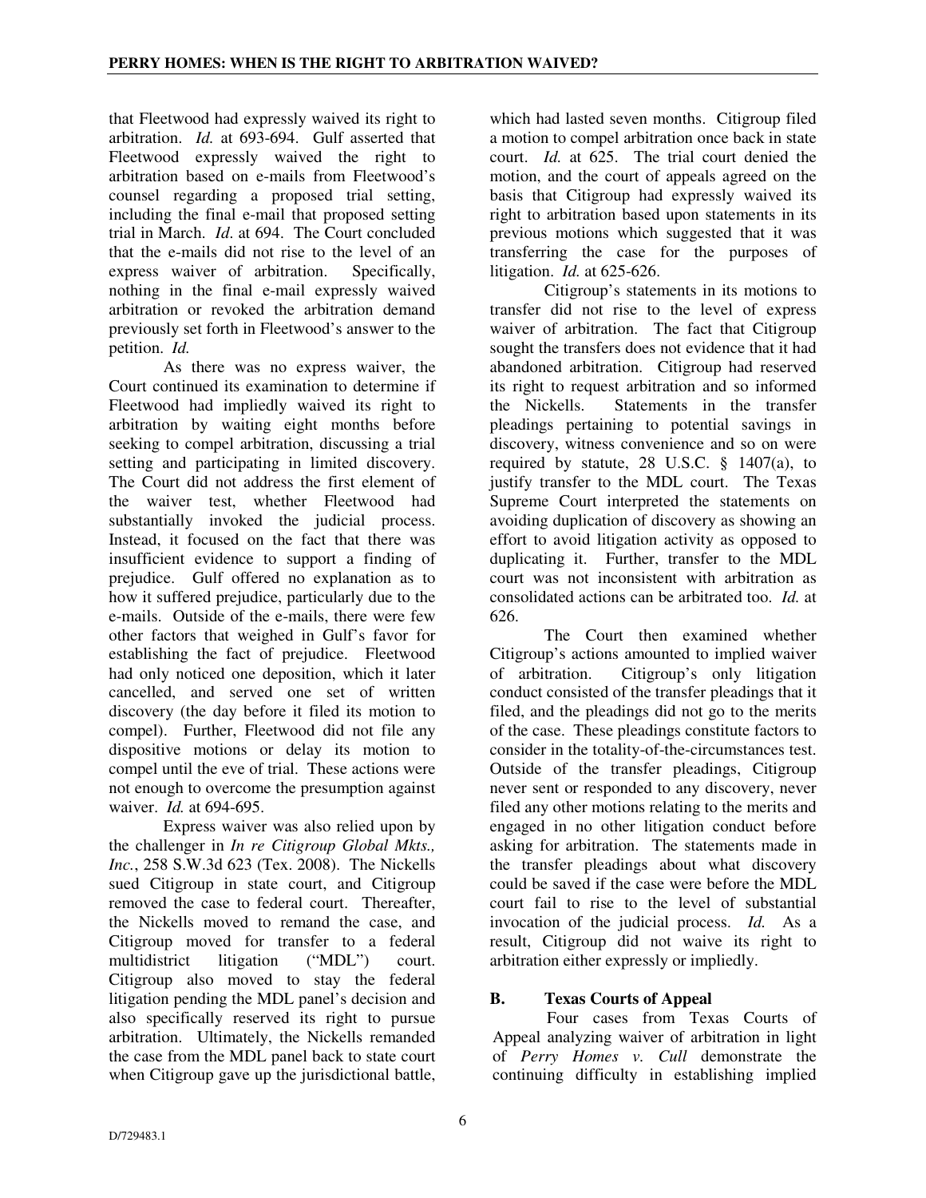that Fleetwood had expressly waived its right to arbitration. *Id.* at 693-694. Gulf asserted that Fleetwood expressly waived the right to arbitration based on e-mails from Fleetwood's counsel regarding a proposed trial setting, including the final e-mail that proposed setting trial in March. *Id*. at 694. The Court concluded that the e-mails did not rise to the level of an express waiver of arbitration. Specifically, nothing in the final e-mail expressly waived arbitration or revoked the arbitration demand previously set forth in Fleetwood's answer to the petition. *Id.*

As there was no express waiver, the Court continued its examination to determine if Fleetwood had impliedly waived its right to arbitration by waiting eight months before seeking to compel arbitration, discussing a trial setting and participating in limited discovery. The Court did not address the first element of the waiver test, whether Fleetwood had substantially invoked the judicial process. Instead, it focused on the fact that there was insufficient evidence to support a finding of prejudice. Gulf offered no explanation as to how it suffered prejudice, particularly due to the e-mails. Outside of the e-mails, there were few other factors that weighed in Gulf's favor for establishing the fact of prejudice. Fleetwood had only noticed one deposition, which it later cancelled, and served one set of written discovery (the day before it filed its motion to compel). Further, Fleetwood did not file any dispositive motions or delay its motion to compel until the eve of trial. These actions were not enough to overcome the presumption against waiver. *Id.* at 694-695.

Express waiver was also relied upon by the challenger in *In re Citigroup Global Mkts., Inc.*, 258 S.W.3d 623 (Tex. 2008). The Nickells sued Citigroup in state court, and Citigroup removed the case to federal court. Thereafter, the Nickells moved to remand the case, and Citigroup moved for transfer to a federal multidistrict litigation ("MDL") court. Citigroup also moved to stay the federal litigation pending the MDL panel's decision and also specifically reserved its right to pursue arbitration. Ultimately, the Nickells remanded the case from the MDL panel back to state court when Citigroup gave up the jurisdictional battle, which had lasted seven months. Citigroup filed a motion to compel arbitration once back in state court. *Id.* at 625. The trial court denied the motion, and the court of appeals agreed on the basis that Citigroup had expressly waived its right to arbitration based upon statements in its previous motions which suggested that it was transferring the case for the purposes of litigation. *Id.* at 625-626.

Citigroup's statements in its motions to transfer did not rise to the level of express waiver of arbitration. The fact that Citigroup sought the transfers does not evidence that it had abandoned arbitration. Citigroup had reserved its right to request arbitration and so informed the Nickells. Statements in the transfer pleadings pertaining to potential savings in discovery, witness convenience and so on were required by statute, 28 U.S.C. § 1407(a), to justify transfer to the MDL court. The Texas Supreme Court interpreted the statements on avoiding duplication of discovery as showing an effort to avoid litigation activity as opposed to duplicating it. Further, transfer to the MDL court was not inconsistent with arbitration as consolidated actions can be arbitrated too. *Id.* at 626.

The Court then examined whether Citigroup's actions amounted to implied waiver of arbitration. Citigroup's only litigation conduct consisted of the transfer pleadings that it filed, and the pleadings did not go to the merits of the case. These pleadings constitute factors to consider in the totality-of-the-circumstances test. Outside of the transfer pleadings, Citigroup never sent or responded to any discovery, never filed any other motions relating to the merits and engaged in no other litigation conduct before asking for arbitration. The statements made in the transfer pleadings about what discovery could be saved if the case were before the MDL court fail to rise to the level of substantial invocation of the judicial process. *Id.* As a result, Citigroup did not waive its right to arbitration either expressly or impliedly.

## B. Texas Courts of Appeal

Four cases from Texas Courts of Appeal analyzing waiver of arbitration in light of *Perry Homes v. Cull* demonstrate the continuing difficulty in establishing implied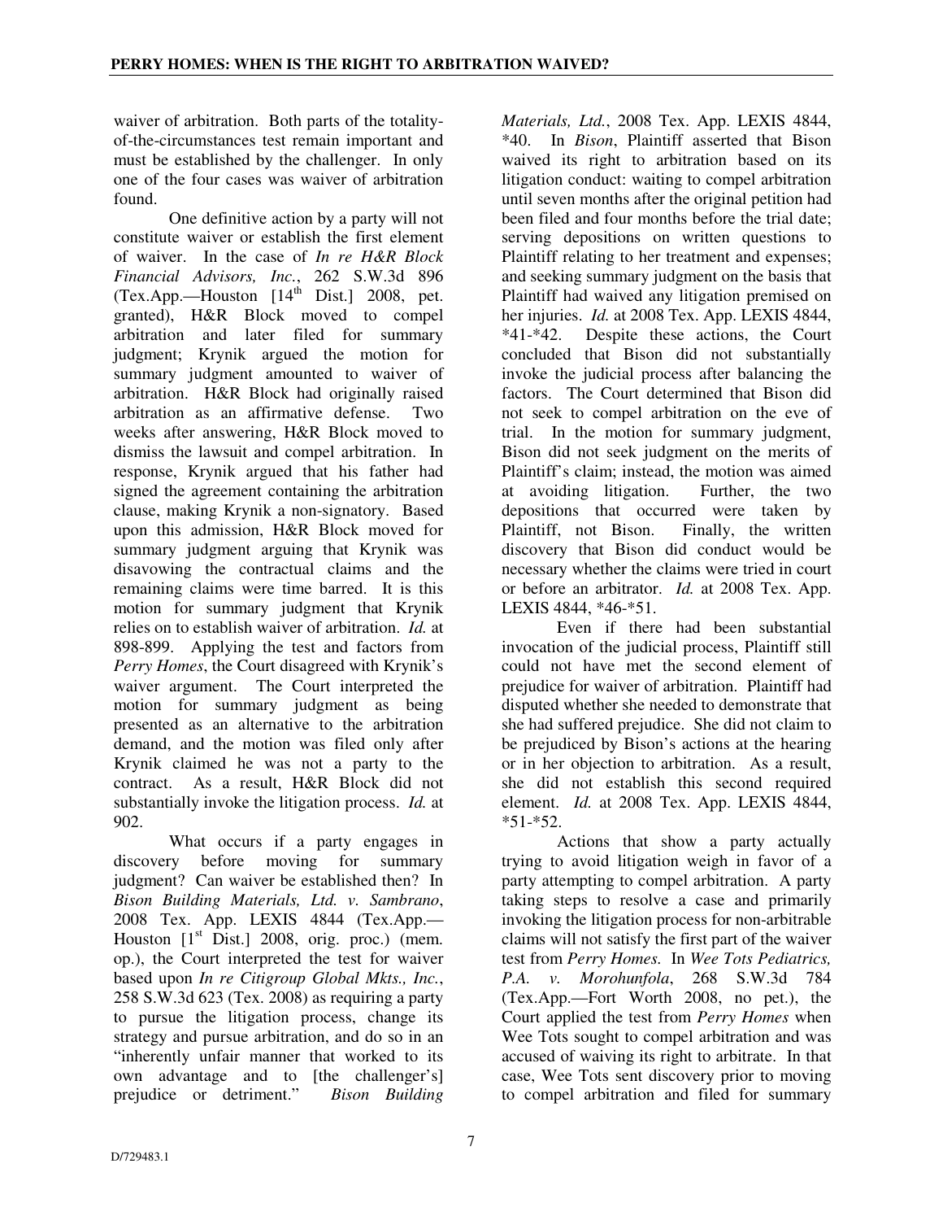waiver of arbitration. Both parts of the totality-of-the-circumstances test remain important and must be established by the challenger. In only one of the four cases was waiver of arbitration found.

One definitive action by a party will not constitute waiver or establish the first element of waiver. In the case of *In re H&R Block Financial Advisors, Inc.*, 262 S.W.3d 896 (Tex.App.—Houston [14th Dist.] 2008, pet. granted), H&R Block moved to compel arbitration and later filed for summary judgment; Krynik argued the motion for summary judgment amounted to waiver of arbitration. H&R Block had originally raised arbitration as an affirmative defense. Two weeks after answering, H&R Block moved to dismiss the lawsuit and compel arbitration. In response, Krynik argued that his father had signed the agreement containing the arbitration clause, making Krynik a non-signatory. Based upon this admission, H&R Block moved for summary judgment arguing that Krynik was disavowing the contractual claims and the remaining claims were time barred. It is this motion for summary judgment that Krynik relies on to establish waiver of arbitration. *Id.* at 898-899. Applying the test and factors from *Perry Homes*, the Court disagreed with Krynik's waiver argument. The Court interpreted the motion for summary judgment as being presented as an alternative to the arbitration demand, and the motion was filed only after Krynik claimed he was not a party to the contract. As a result, H&R Block did not substantially invoke the litigation process. *Id.* at 902.

What occurs if a party engages in discovery before moving for summary judgment? Can waiver be established then? In *Bison Building Materials, Ltd. v. Sambrano*, 2008 Tex. App. LEXIS 4844 (Tex.App.—Houston [1st Dist.] 2008, orig. proc.) (mem. op.), the Court interpreted the test for waiver based upon *In re Citigroup Global Mkts., Inc.*, 258 S.W.3d 623 (Tex. 2008) as requiring a party to pursue the litigation process, change its strategy and pursue arbitration, and do so in an "inherently unfair manner that worked to its own advantage and to [the challenger's] prejudice or detriment." *Bison Building Materials, Ltd.*, 2008 Tex. App. LEXIS 4844, \*40. In *Bison*, Plaintiff asserted that Bison waived its right to arbitration based on its litigation conduct: waiting to compel arbitration until seven months after the original petition had been filed and four months before the trial date; serving depositions on written questions to Plaintiff relating to her treatment and expenses; and seeking summary judgment on the basis that Plaintiff had waived any litigation premised on her injuries. *Id.* at 2008 Tex. App. LEXIS 4844, \*41-\*42. Despite these actions, the Court concluded that Bison did not substantially invoke the judicial process after balancing the factors. The Court determined that Bison did not seek to compel arbitration on the eve of trial. In the motion for summary judgment, Bison did not seek judgment on the merits of Plaintiff's claim; instead, the motion was aimed at avoiding litigation. Further, the two depositions that occurred were taken by Plaintiff, not Bison. Finally, the written discovery that Bison did conduct would be necessary whether the claims were tried in court or before an arbitrator. *Id.* at 2008 Tex. App. LEXIS 4844, \*46-\*51.

Even if there had been substantial invocation of the judicial process, Plaintiff still could not have met the second element of prejudice for waiver of arbitration. Plaintiff had disputed whether she needed to demonstrate that she had suffered prejudice. She did not claim to be prejudiced by Bison's actions at the hearing or in her objection to arbitration. As a result, she did not establish this second required element. *Id.* at 2008 Tex. App. LEXIS 4844, \*51-\*52.

Actions that show a party actually trying to avoid litigation weigh in favor of a party attempting to compel arbitration. A party taking steps to resolve a case and primarily invoking the litigation process for non-arbitrable claims will not satisfy the first part of the waiver test from *Perry Homes.* In *Wee Tots Pediatrics, P.A. v. Morohunfola*, 268 S.W.3d 784 (Tex.App.—Fort Worth 2008, no pet.), the Court applied the test from *Perry Homes* when Wee Tots sought to compel arbitration and was accused of waiving its right to arbitrate. In that case, Wee Tots sent discovery prior to moving to compel arbitration and filed for summary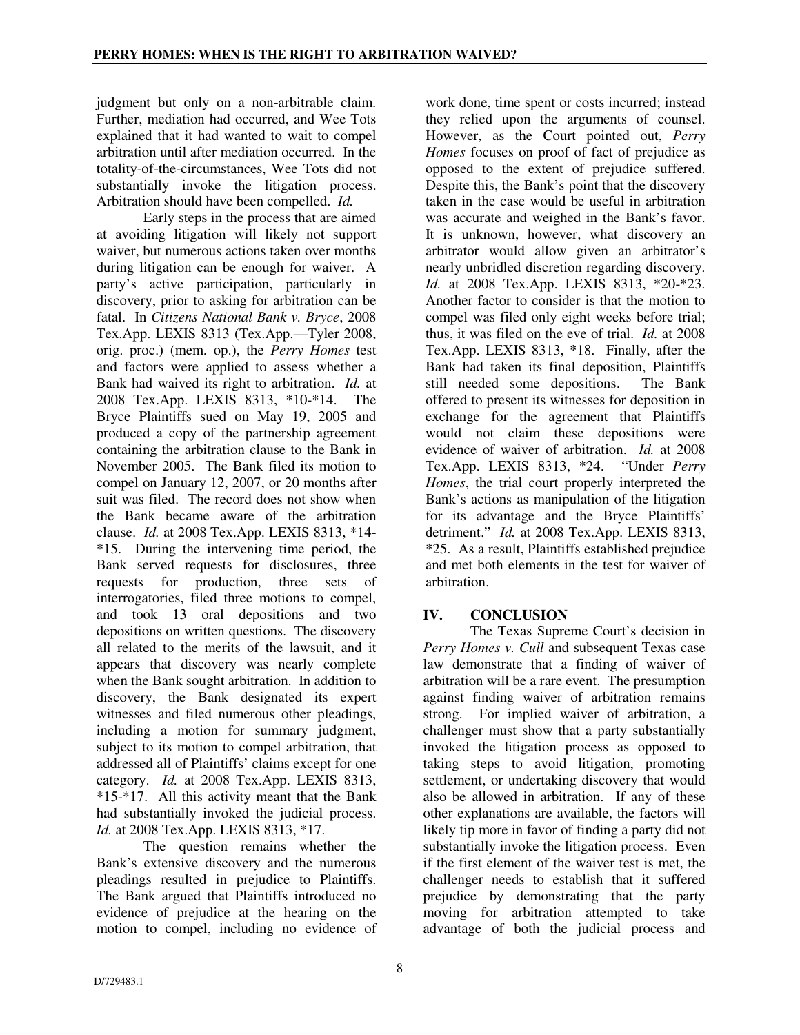judgment but only on a non-arbitrable claim. Further, mediation had occurred, and Wee Tots explained that it had wanted to wait to compel arbitration until after mediation occurred. In the totality-of-the-circumstances, Wee Tots did not substantially invoke the litigation process. Arbitration should have been compelled. *Id.*

Early steps in the process that are aimed at avoiding litigation will likely not support waiver, but numerous actions taken over months during litigation can be enough for waiver. A party's active participation, particularly in discovery, prior to asking for arbitration can be fatal. In *Citizens National Bank v. Bryce*, 2008 Tex.App. LEXIS 8313 (Tex.App.—Tyler 2008, orig. proc.) (mem. op.), the *Perry Homes* test and factors were applied to assess whether a Bank had waived its right to arbitration. *Id.* at 2008 Tex.App. LEXIS 8313, *10-*14. The Bryce Plaintiffs sued on May 19, 2005 and produced a copy of the partnership agreement containing the arbitration clause to the Bank in November 2005. The Bank filed its motion to compel on January 12, 2007, or 20 months after suit was filed. The record does not show when the Bank became aware of the arbitration clause. *Id.* at 2008 Tex.App. LEXIS 8313, *14-*15. During the intervening time period, the Bank served requests for disclosures, three requests for production, three sets of interrogatories, filed three motions to compel, and took 13 oral depositions and two depositions on written questions. The discovery all related to the merits of the lawsuit, and it appears that discovery was nearly complete when the Bank sought arbitration. In addition to discovery, the Bank designated its expert witnesses and filed numerous other pleadings, including a motion for summary judgment, subject to its motion to compel arbitration, that addressed all of Plaintiffs' claims except for one category. *Id.* at 2008 Tex.App. LEXIS 8313, *15-*17. All this activity meant that the Bank had substantially invoked the judicial process. *Id.* at 2008 Tex.App. LEXIS 8313, *17.

The question remains whether the Bank's extensive discovery and the numerous pleadings resulted in prejudice to Plaintiffs. The Bank argued that Plaintiffs introduced no evidence of prejudice at the hearing on the motion to compel, including no evidence of work done, time spent or costs incurred; instead they relied upon the arguments of counsel. However, as the Court pointed out, *Perry Homes* focuses on proof of fact of prejudice as opposed to the extent of prejudice suffered. Despite this, the Bank's point that the discovery taken in the case would be useful in arbitration was accurate and weighed in the Bank's favor. It is unknown, however, what discovery an arbitrator would allow given an arbitrator's nearly unbridled discretion regarding discovery. *Id.* at 2008 Tex.App. LEXIS 8313, *20-*23. Another factor to consider is that the motion to compel was filed only eight weeks before trial; thus, it was filed on the eve of trial. *Id.* at 2008 Tex.App. LEXIS 8313, *18. Finally, after the Bank had taken its final deposition, Plaintiffs still needed some depositions. The Bank offered to present its witnesses for deposition in exchange for the agreement that Plaintiffs would not claim these depositions were evidence of waiver of arbitration. *Id.* at 2008 Tex.App. LEXIS 8313, *24. "Under *Perry Homes*, the trial court properly interpreted the Bank's actions as manipulation of the litigation for its advantage and the Bryce Plaintiffs' detriment." *Id.* at 2008 Tex.App. LEXIS 8313, *25. As a result, Plaintiffs established prejudice and met both elements in the test for waiver of arbitration.

## IV. CONCLUSION

The Texas Supreme Court's decision in *Perry Homes v. Cull* and subsequent Texas case law demonstrate that a finding of waiver of arbitration will be a rare event. The presumption against finding waiver of arbitration remains strong. For implied waiver of arbitration, a challenger must show that a party substantially invoked the litigation process as opposed to taking steps to avoid litigation, promoting settlement, or undertaking discovery that would also be allowed in arbitration. If any of these other explanations are available, the factors will likely tip more in favor of finding a party did not substantially invoke the litigation process. Even if the first element of the waiver test is met, the challenger needs to establish that it suffered prejudice by demonstrating that the party moving for arbitration attempted to take advantage of both the judicial process and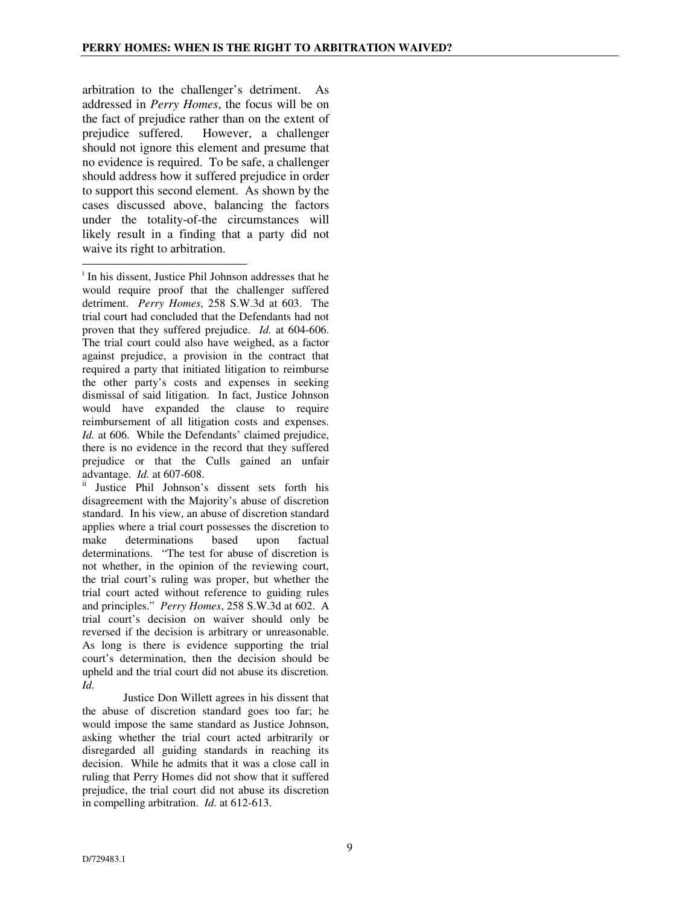arbitration to the challenger's detriment. As addressed in *Perry Homes*, the focus will be on the fact of prejudice rather than on the extent of prejudice suffered. However, a challenger should not ignore this element and presume that no evidence is required. To be safe, a challenger should address how it suffered prejudice in order to support this second element. As shown by the cases discussed above, balancing the factors under the totality-of-the circumstances will likely result in a finding that a party did not waive its right to arbitration.

---

[i] In his dissent, Justice Phil Johnson addresses that he would require proof that the challenger suffered detriment. *Perry Homes*, 258 S.W.3d at 603. The trial court had concluded that the Defendants had not proven that they suffered prejudice. *Id.* at 604-606. The trial court could also have weighed, as a factor against prejudice, a provision in the contract that required a party that initiated litigation to reimburse the other party's costs and expenses in seeking dismissal of said litigation. In fact, Justice Johnson would have expanded the clause to require reimbursement of all litigation costs and expenses. *Id.* at 606. While the Defendants' claimed prejudice, there is no evidence in the record that they suffered prejudice or that the Culls gained an unfair advantage. *Id.* at 607-608.

[ii] Justice Phil Johnson's dissent sets forth his disagreement with the Majority's abuse of discretion standard. In his view, an abuse of discretion standard applies where a trial court possesses the discretion to make determinations based upon factual determinations. "The test for abuse of discretion is not whether, in the opinion of the reviewing court, the trial court's ruling was proper, but whether the trial court acted without reference to guiding rules and principles." *Perry Homes*, 258 S.W.3d at 602. A trial court's decision on waiver should only be reversed if the decision is arbitrary or unreasonable. As long is there is evidence supporting the trial court's determination, then the decision should be upheld and the trial court did not abuse its discretion. *Id.*

Justice Don Willett agrees in his dissent that the abuse of discretion standard goes too far; he would impose the same standard as Justice Johnson, asking whether the trial court acted arbitrarily or disregarded all guiding standards in reaching its decision. While he admits that it was a close call in ruling that Perry Homes did not show that it suffered prejudice, the trial court did not abuse its discretion in compelling arbitration. *Id.* at 612-613.

D/729483.1